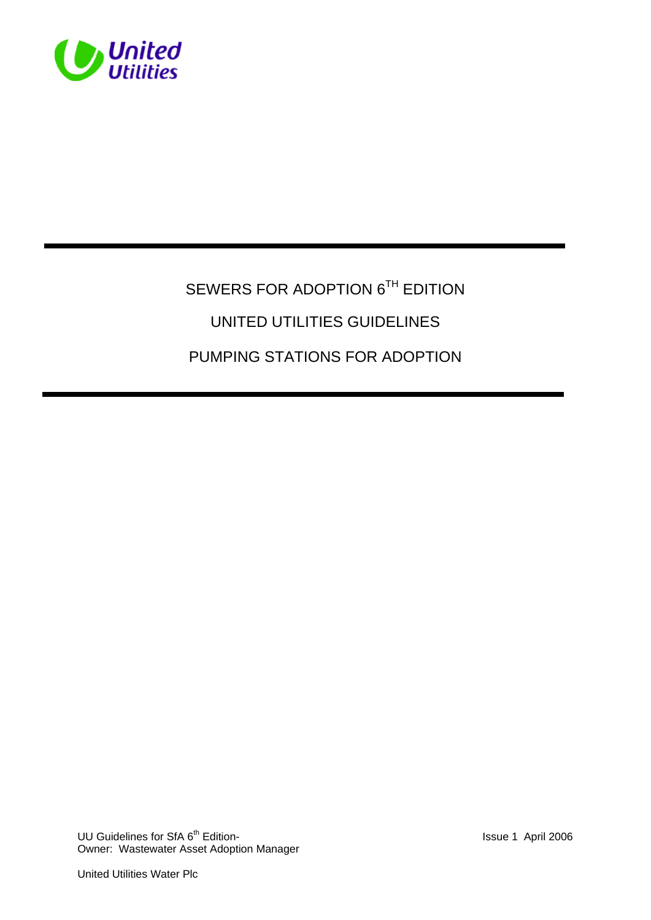United Utilities

# SEWERS FOR ADOPTION 6TH EDITION

# UNITED UTILITIES GUIDELINES

# PUMPING STATIONS FOR ADOPTION

UU Guidelines for SfA 6th Edition-
Owner: Wastewater Asset Adoption Manager

Issue 1 April 2006

United Utilities Water Plc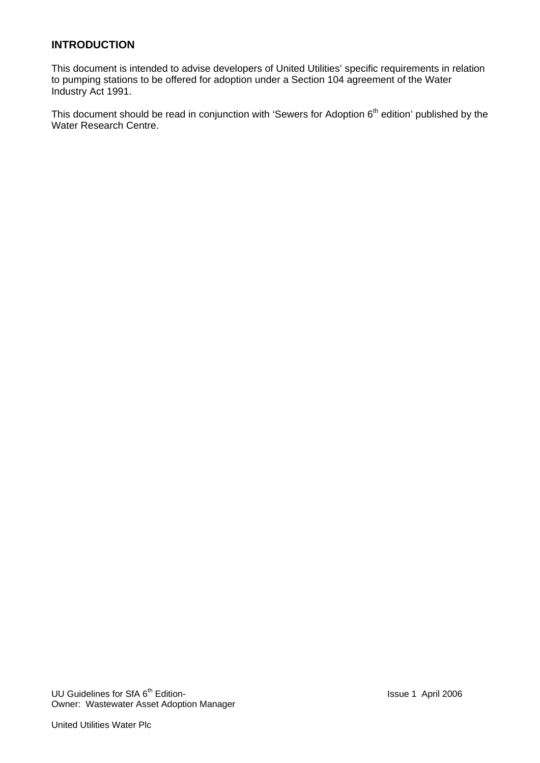## INTRODUCTION

This document is intended to advise developers of United Utilities' specific requirements in relation to pumping stations to be offered for adoption under a Section 104 agreement of the Water Industry Act 1991.

This document should be read in conjunction with 'Sewers for Adoption 6th edition' published by the Water Research Centre.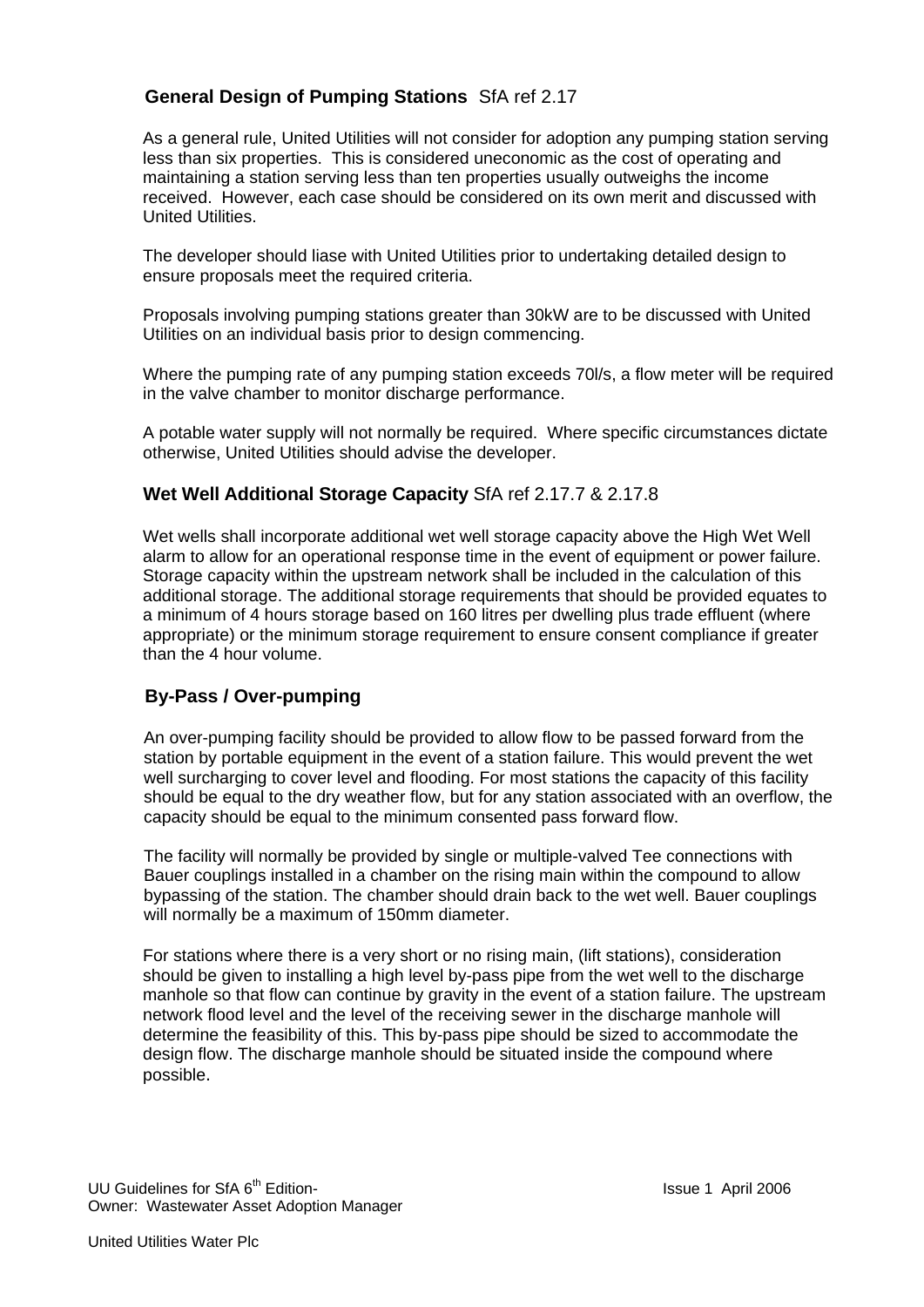## General Design of Pumping Stations SfA ref 2.17

As a general rule, United Utilities will not consider for adoption any pumping station serving less than six properties. This is considered uneconomic as the cost of operating and maintaining a station serving less than ten properties usually outweighs the income received. However, each case should be considered on its own merit and discussed with United Utilities.

The developer should liase with United Utilities prior to undertaking detailed design to ensure proposals meet the required criteria.

Proposals involving pumping stations greater than 30kW are to be discussed with United Utilities on an individual basis prior to design commencing.

Where the pumping rate of any pumping station exceeds 70l/s, a flow meter will be required in the valve chamber to monitor discharge performance.

A potable water supply will not normally be required. Where specific circumstances dictate otherwise, United Utilities should advise the developer.

## Wet Well Additional Storage Capacity SfA ref 2.17.7 & 2.17.8

Wet wells shall incorporate additional wet well storage capacity above the High Wet Well alarm to allow for an operational response time in the event of equipment or power failure. Storage capacity within the upstream network shall be included in the calculation of this additional storage. The additional storage requirements that should be provided equates to a minimum of 4 hours storage based on 160 litres per dwelling plus trade effluent (where appropriate) or the minimum storage requirement to ensure consent compliance if greater than the 4 hour volume.

## By-Pass / Over-pumping

An over-pumping facility should be provided to allow flow to be passed forward from the station by portable equipment in the event of a station failure. This would prevent the wet well surcharging to cover level and flooding. For most stations the capacity of this facility should be equal to the dry weather flow, but for any station associated with an overflow, the capacity should be equal to the minimum consented pass forward flow.

The facility will normally be provided by single or multiple-valved Tee connections with Bauer couplings installed in a chamber on the rising main within the compound to allow bypassing of the station. The chamber should drain back to the wet well. Bauer couplings will normally be a maximum of 150mm diameter.

For stations where there is a very short or no rising main, (lift stations), consideration should be given to installing a high level by-pass pipe from the wet well to the discharge manhole so that flow can continue by gravity in the event of a station failure. The upstream network flood level and the level of the receiving sewer in the discharge manhole will determine the feasibility of this. This by-pass pipe should be sized to accommodate the design flow. The discharge manhole should be situated inside the compound where possible.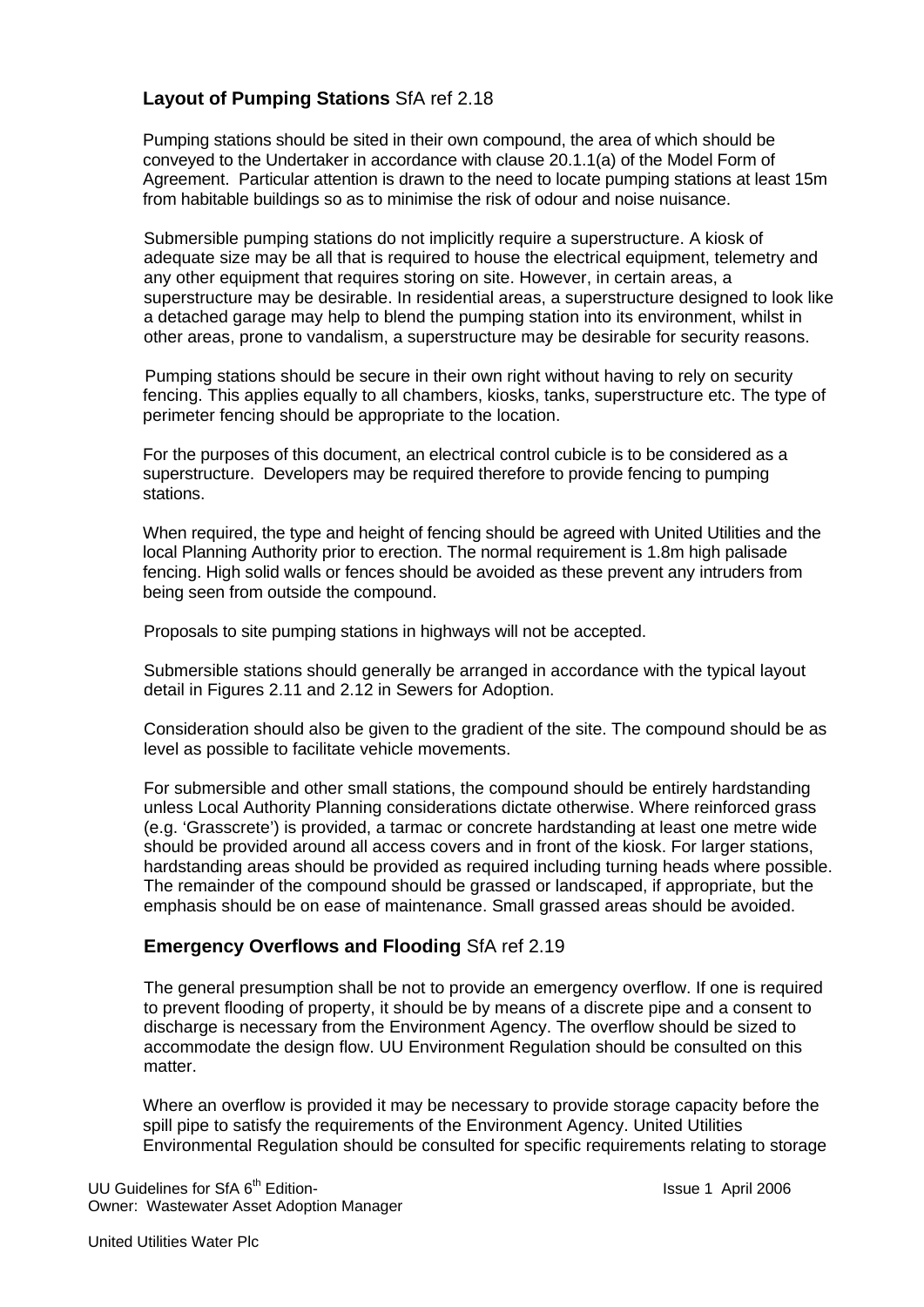## **Layout of Pumping Stations** SfA ref 2.18

Pumping stations should be sited in their own compound, the area of which should be conveyed to the Undertaker in accordance with clause 20.1.1(a) of the Model Form of Agreement. Particular attention is drawn to the need to locate pumping stations at least 15m from habitable buildings so as to minimise the risk of odour and noise nuisance.

Submersible pumping stations do not implicitly require a superstructure. A kiosk of adequate size may be all that is required to house the electrical equipment, telemetry and any other equipment that requires storing on site. However, in certain areas, a superstructure may be desirable. In residential areas, a superstructure designed to look like a detached garage may help to blend the pumping station into its environment, whilst in other areas, prone to vandalism, a superstructure may be desirable for security reasons.

Pumping stations should be secure in their own right without having to rely on security fencing. This applies equally to all chambers, kiosks, tanks, superstructure etc. The type of perimeter fencing should be appropriate to the location.

For the purposes of this document, an electrical control cubicle is to be considered as a superstructure. Developers may be required therefore to provide fencing to pumping stations.

When required, the type and height of fencing should be agreed with United Utilities and the local Planning Authority prior to erection. The normal requirement is 1.8m high palisade fencing. High solid walls or fences should be avoided as these prevent any intruders from being seen from outside the compound.

Proposals to site pumping stations in highways will not be accepted.

Submersible stations should generally be arranged in accordance with the typical layout detail in Figures 2.11 and 2.12 in Sewers for Adoption.

Consideration should also be given to the gradient of the site. The compound should be as level as possible to facilitate vehicle movements.

For submersible and other small stations, the compound should be entirely hardstanding unless Local Authority Planning considerations dictate otherwise. Where reinforced grass (e.g. 'Grasscrete') is provided, a tarmac or concrete hardstanding at least one metre wide should be provided around all access covers and in front of the kiosk. For larger stations, hardstanding areas should be provided as required including turning heads where possible. The remainder of the compound should be grassed or landscaped, if appropriate, but the emphasis should be on ease of maintenance. Small grassed areas should be avoided.

## **Emergency Overflows and Flooding** SfA ref 2.19

The general presumption shall be not to provide an emergency overflow. If one is required to prevent flooding of property, it should be by means of a discrete pipe and a consent to discharge is necessary from the Environment Agency. The overflow should be sized to accommodate the design flow. UU Environment Regulation should be consulted on this matter.

Where an overflow is provided it may be necessary to provide storage capacity before the spill pipe to satisfy the requirements of the Environment Agency. United Utilities Environmental Regulation should be consulted for specific requirements relating to storage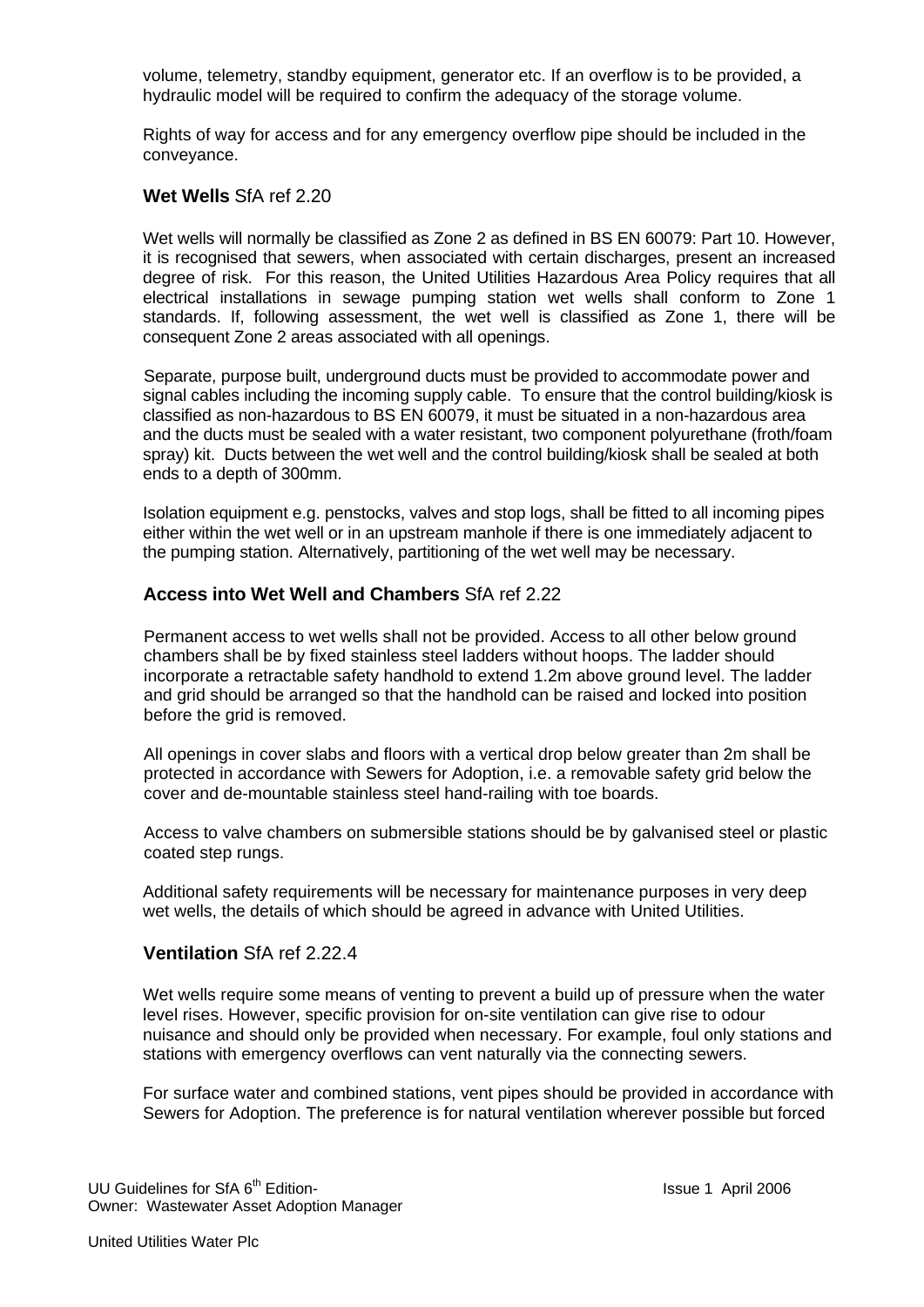volume, telemetry, standby equipment, generator etc. If an overflow is to be provided, a hydraulic model will be required to confirm the adequacy of the storage volume.

Rights of way for access and for any emergency overflow pipe should be included in the conveyance.

### **Wet Wells** SfA ref 2.20

Wet wells will normally be classified as Zone 2 as defined in BS EN 60079: Part 10. However, it is recognised that sewers, when associated with certain discharges, present an increased degree of risk. For this reason, the United Utilities Hazardous Area Policy requires that all electrical installations in sewage pumping station wet wells shall conform to Zone 1 standards. If, following assessment, the wet well is classified as Zone 1, there will be consequent Zone 2 areas associated with all openings.

Separate, purpose built, underground ducts must be provided to accommodate power and signal cables including the incoming supply cable. To ensure that the control building/kiosk is classified as non-hazardous to BS EN 60079, it must be situated in a non-hazardous area and the ducts must be sealed with a water resistant, two component polyurethane (froth/foam spray) kit. Ducts between the wet well and the control building/kiosk shall be sealed at both ends to a depth of 300mm.

Isolation equipment e.g. penstocks, valves and stop logs, shall be fitted to all incoming pipes either within the wet well or in an upstream manhole if there is one immediately adjacent to the pumping station. Alternatively, partitioning of the wet well may be necessary.

### **Access into Wet Well and Chambers** SfA ref 2.22

Permanent access to wet wells shall not be provided. Access to all other below ground chambers shall be by fixed stainless steel ladders without hoops. The ladder should incorporate a retractable safety handhold to extend 1.2m above ground level. The ladder and grid should be arranged so that the handhold can be raised and locked into position before the grid is removed.

All openings in cover slabs and floors with a vertical drop below greater than 2m shall be protected in accordance with Sewers for Adoption, i.e. a removable safety grid below the cover and de-mountable stainless steel hand-railing with toe boards.

Access to valve chambers on submersible stations should be by galvanised steel or plastic coated step rungs.

Additional safety requirements will be necessary for maintenance purposes in very deep wet wells, the details of which should be agreed in advance with United Utilities.

### **Ventilation** SfA ref 2.22.4

Wet wells require some means of venting to prevent a build up of pressure when the water level rises. However, specific provision for on-site ventilation can give rise to odour nuisance and should only be provided when necessary. For example, foul only stations and stations with emergency overflows can vent naturally via the connecting sewers.

For surface water and combined stations, vent pipes should be provided in accordance with Sewers for Adoption. The preference is for natural ventilation wherever possible but forced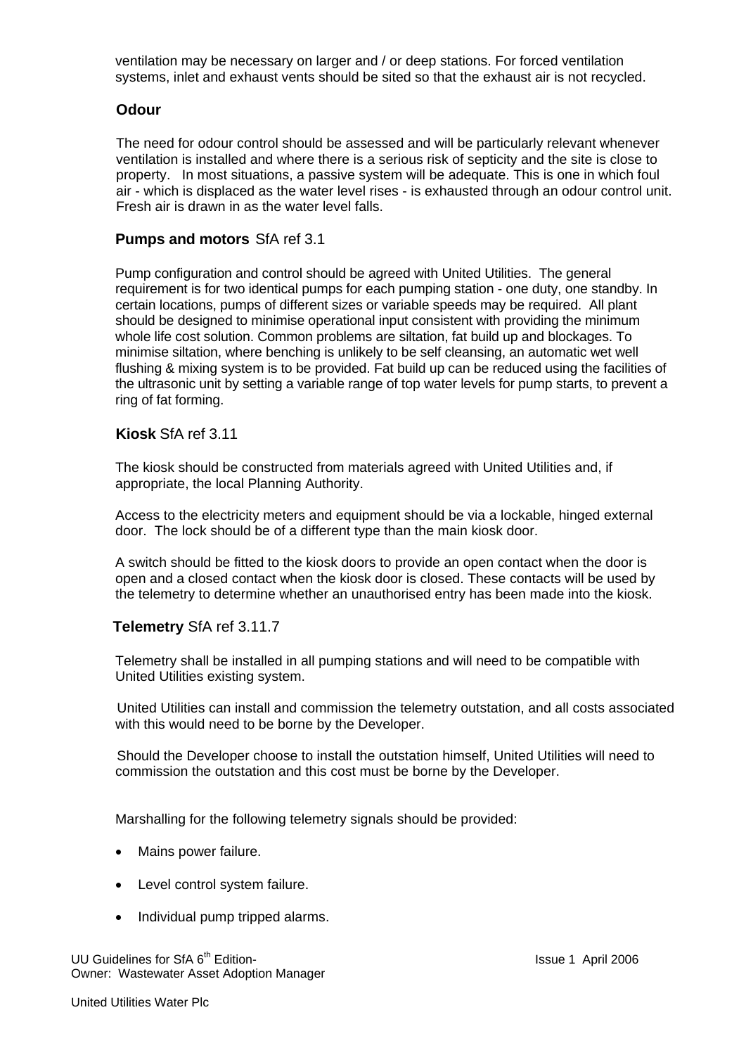ventilation may be necessary on larger and / or deep stations. For forced ventilation systems, inlet and exhaust vents should be sited so that the exhaust air is not recycled.

### Odour

The need for odour control should be assessed and will be particularly relevant whenever ventilation is installed and where there is a serious risk of septicity and the site is close to property. In most situations, a passive system will be adequate. This is one in which foul air - which is displaced as the water level rises - is exhausted through an odour control unit. Fresh air is drawn in as the water level falls.

### **Pumps and motors** SfA ref 3.1

Pump configuration and control should be agreed with United Utilities. The general requirement is for two identical pumps for each pumping station - one duty, one standby. In certain locations, pumps of different sizes or variable speeds may be required. All plant should be designed to minimise operational input consistent with providing the minimum whole life cost solution. Common problems are siltation, fat build up and blockages. To minimise siltation, where benching is unlikely to be self cleansing, an automatic wet well flushing & mixing system is to be provided. Fat build up can be reduced using the facilities of the ultrasonic unit by setting a variable range of top water levels for pump starts, to prevent a ring of fat forming.

### **Kiosk** SfA ref 3.11

The kiosk should be constructed from materials agreed with United Utilities and, if appropriate, the local Planning Authority.

Access to the electricity meters and equipment should be via a lockable, hinged external door. The lock should be of a different type than the main kiosk door.

A switch should be fitted to the kiosk doors to provide an open contact when the door is open and a closed contact when the kiosk door is closed. These contacts will be used by the telemetry to determine whether an unauthorised entry has been made into the kiosk.

### **Telemetry** SfA ref 3.11.7

Telemetry shall be installed in all pumping stations and will need to be compatible with United Utilities existing system.

United Utilities can install and commission the telemetry outstation, and all costs associated with this would need to be borne by the Developer.

Should the Developer choose to install the outstation himself, United Utilities will need to commission the outstation and this cost must be borne by the Developer.

Marshalling for the following telemetry signals should be provided:

- Mains power failure.
- Level control system failure.
- Individual pump tripped alarms.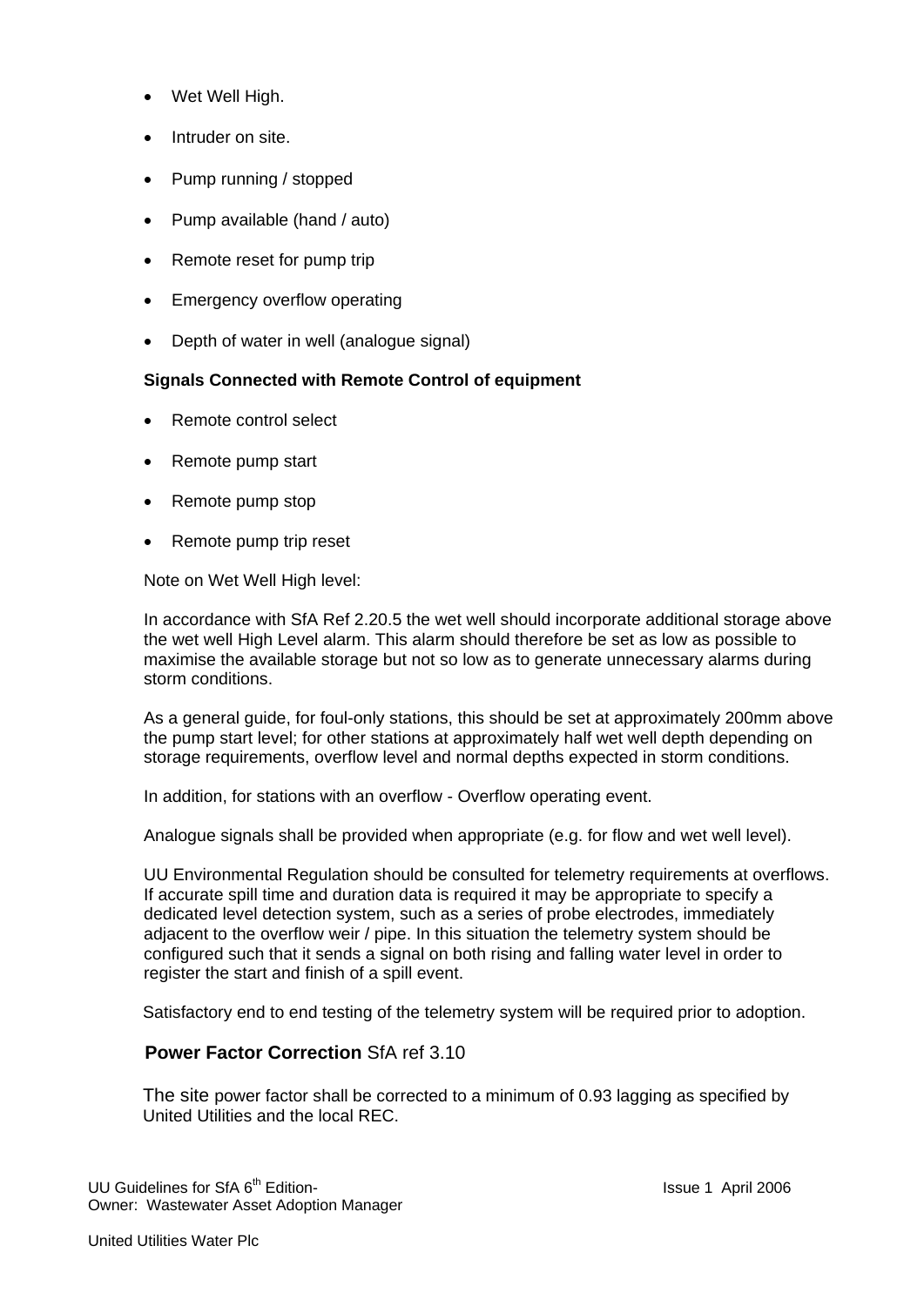- Wet Well High.
- Intruder on site.
- Pump running / stopped
- Pump available (hand / auto)
- Remote reset for pump trip
- Emergency overflow operating
- Depth of water in well (analogue signal)

**Signals Connected with Remote Control of equipment**

- Remote control select
- Remote pump start
- Remote pump stop
- Remote pump trip reset

Note on Wet Well High level:

In accordance with SfA Ref 2.20.5 the wet well should incorporate additional storage above the wet well High Level alarm. This alarm should therefore be set as low as possible to maximise the available storage but not so low as to generate unnecessary alarms during storm conditions.

As a general guide, for foul-only stations, this should be set at approximately 200mm above the pump start level; for other stations at approximately half wet well depth depending on storage requirements, overflow level and normal depths expected in storm conditions.

In addition, for stations with an overflow - Overflow operating event.

Analogue signals shall be provided when appropriate (e.g. for flow and wet well level).

UU Environmental Regulation should be consulted for telemetry requirements at overflows. If accurate spill time and duration data is required it may be appropriate to specify a dedicated level detection system, such as a series of probe electrodes, immediately adjacent to the overflow weir / pipe. In this situation the telemetry system should be configured such that it sends a signal on both rising and falling water level in order to register the start and finish of a spill event.

Satisfactory end to end testing of the telemetry system will be required prior to adoption.

## **Power Factor Correction** SfA ref 3.10

The site power factor shall be corrected to a minimum of 0.93 lagging as specified by United Utilities and the local REC.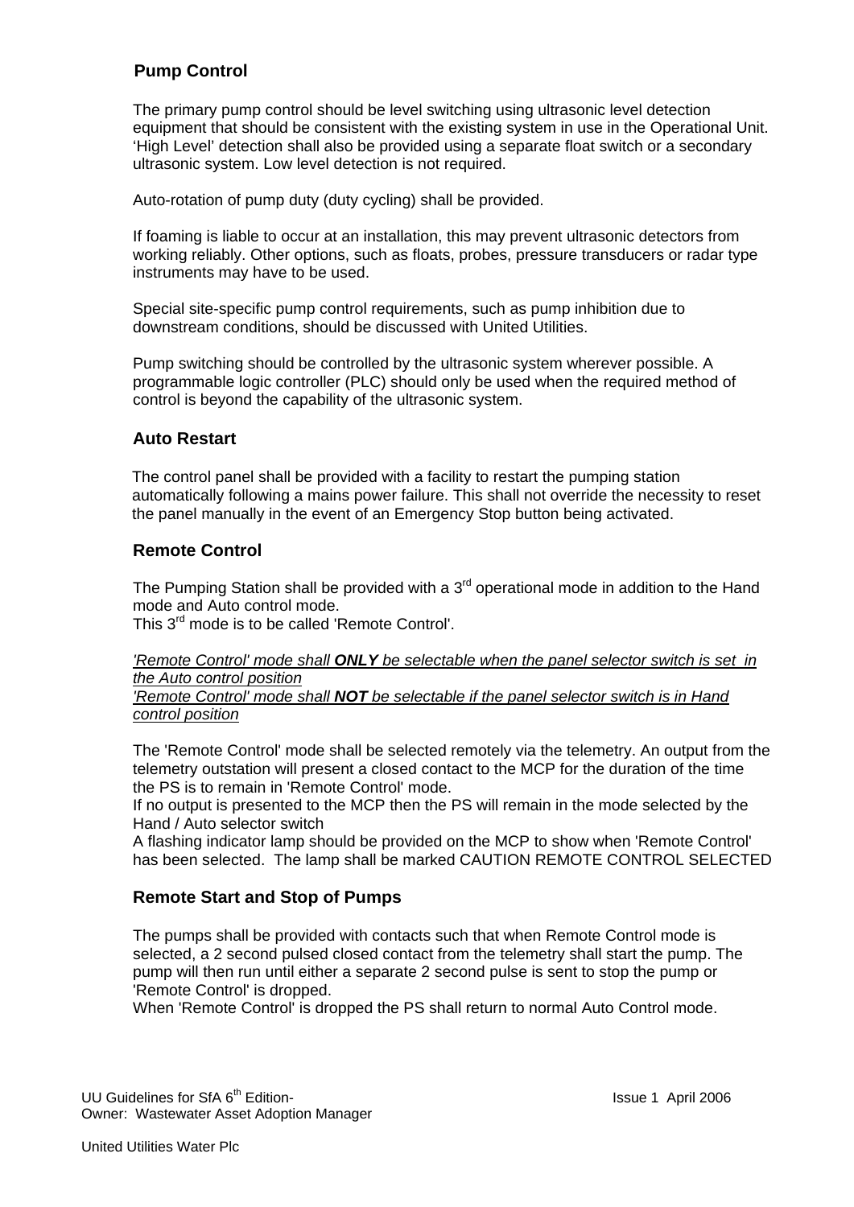## Pump Control

The primary pump control should be level switching using ultrasonic level detection equipment that should be consistent with the existing system in use in the Operational Unit. 'High Level' detection shall also be provided using a separate float switch or a secondary ultrasonic system. Low level detection is not required.

Auto-rotation of pump duty (duty cycling) shall be provided.

If foaming is liable to occur at an installation, this may prevent ultrasonic detectors from working reliably. Other options, such as floats, probes, pressure transducers or radar type instruments may have to be used.

Special site-specific pump control requirements, such as pump inhibition due to downstream conditions, should be discussed with United Utilities.

Pump switching should be controlled by the ultrasonic system wherever possible. A programmable logic controller (PLC) should only be used when the required method of control is beyond the capability of the ultrasonic system.

## Auto Restart

The control panel shall be provided with a facility to restart the pumping station automatically following a mains power failure. This shall not override the necessity to reset the panel manually in the event of an Emergency Stop button being activated.

## Remote Control

The Pumping Station shall be provided with a 3rd operational mode in addition to the Hand mode and Auto control mode.
This 3rd mode is to be called 'Remote Control'.

*'Remote Control' mode shall **ONLY** be selectable when the panel selector switch is set in the Auto control position*
*'Remote Control' mode shall **NOT** be selectable if the panel selector switch is in Hand control position*

The 'Remote Control' mode shall be selected remotely via the telemetry. An output from the telemetry outstation will present a closed contact to the MCP for the duration of the time the PS is to remain in 'Remote Control' mode.
If no output is presented to the MCP then the PS will remain in the mode selected by the Hand / Auto selector switch
A flashing indicator lamp should be provided on the MCP to show when 'Remote Control' has been selected. The lamp shall be marked CAUTION REMOTE CONTROL SELECTED

## Remote Start and Stop of Pumps

The pumps shall be provided with contacts such that when Remote Control mode is selected, a 2 second pulsed closed contact from the telemetry shall start the pump. The pump will then run until either a separate 2 second pulse is sent to stop the pump or 'Remote Control' is dropped.
When 'Remote Control' is dropped the PS shall return to normal Auto Control mode.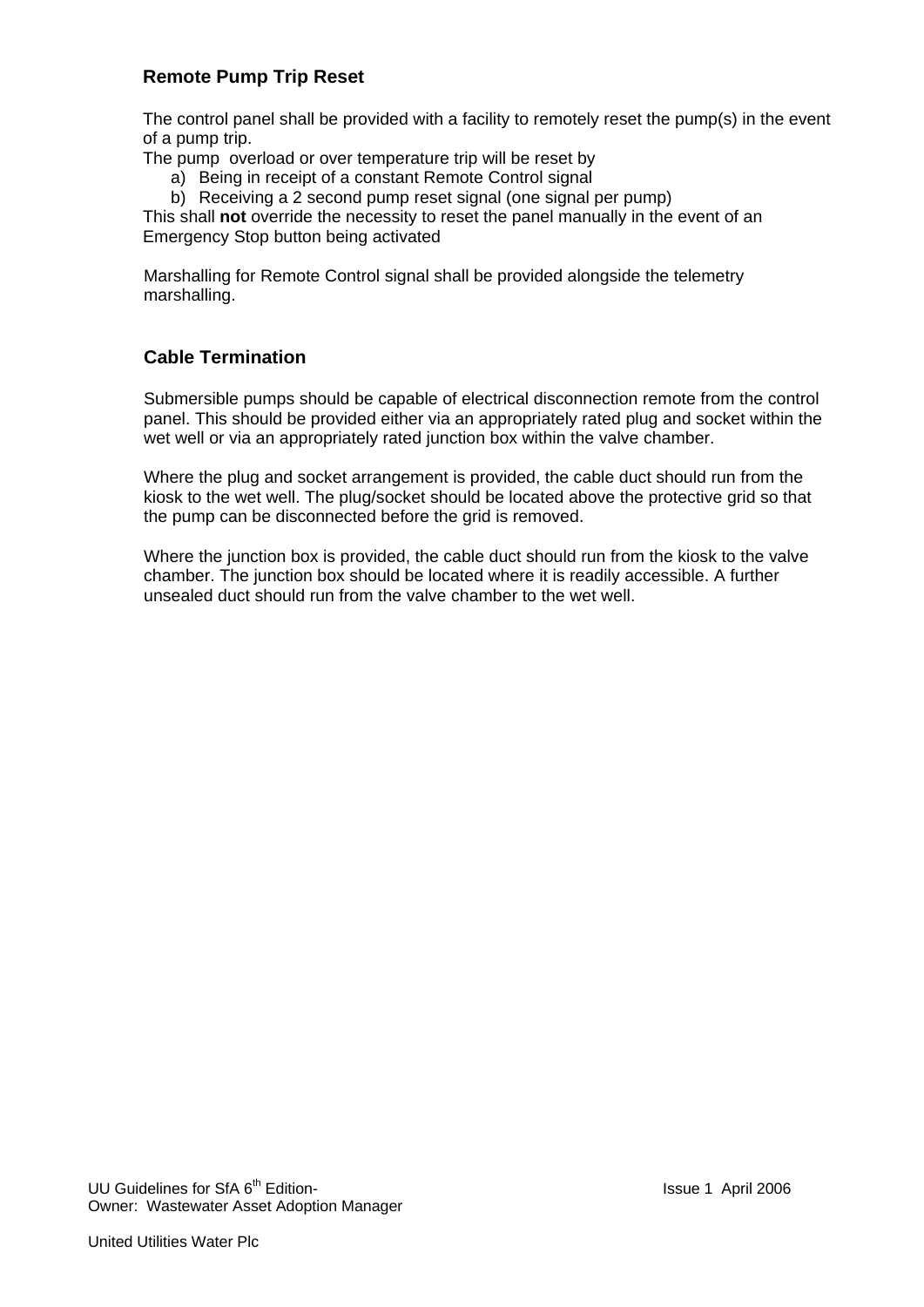### Remote Pump Trip Reset

The control panel shall be provided with a facility to remotely reset the pump(s) in the event of a pump trip.

The pump overload or over temperature trip will be reset by

a) Being in receipt of a constant Remote Control signal
b) Receiving a 2 second pump reset signal (one signal per pump)

This shall **not** override the necessity to reset the panel manually in the event of an Emergency Stop button being activated

Marshalling for Remote Control signal shall be provided alongside the telemetry marshalling.

### Cable Termination

Submersible pumps should be capable of electrical disconnection remote from the control panel. This should be provided either via an appropriately rated plug and socket within the wet well or via an appropriately rated junction box within the valve chamber.

Where the plug and socket arrangement is provided, the cable duct should run from the kiosk to the wet well. The plug/socket should be located above the protective grid so that the pump can be disconnected before the grid is removed.

Where the junction box is provided, the cable duct should run from the kiosk to the valve chamber. The junction box should be located where it is readily accessible. A further unsealed duct should run from the valve chamber to the wet well.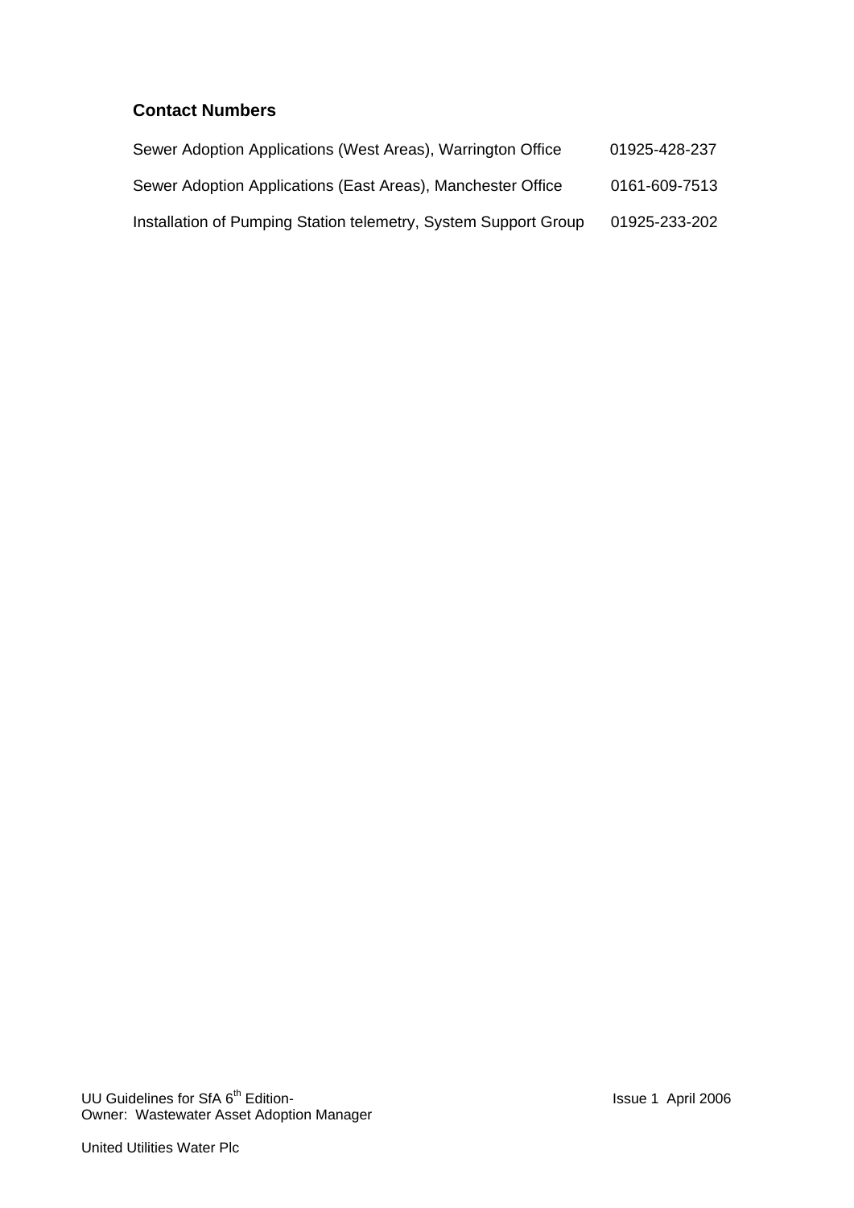### Contact Numbers

| | |
|---|---|
| Sewer Adoption Applications (West Areas), Warrington Office | 01925-428-237 |
| Sewer Adoption Applications (East Areas), Manchester Office | 0161-609-7513 |
| Installation of Pumping Station telemetry, System Support Group | 01925-233-202 |